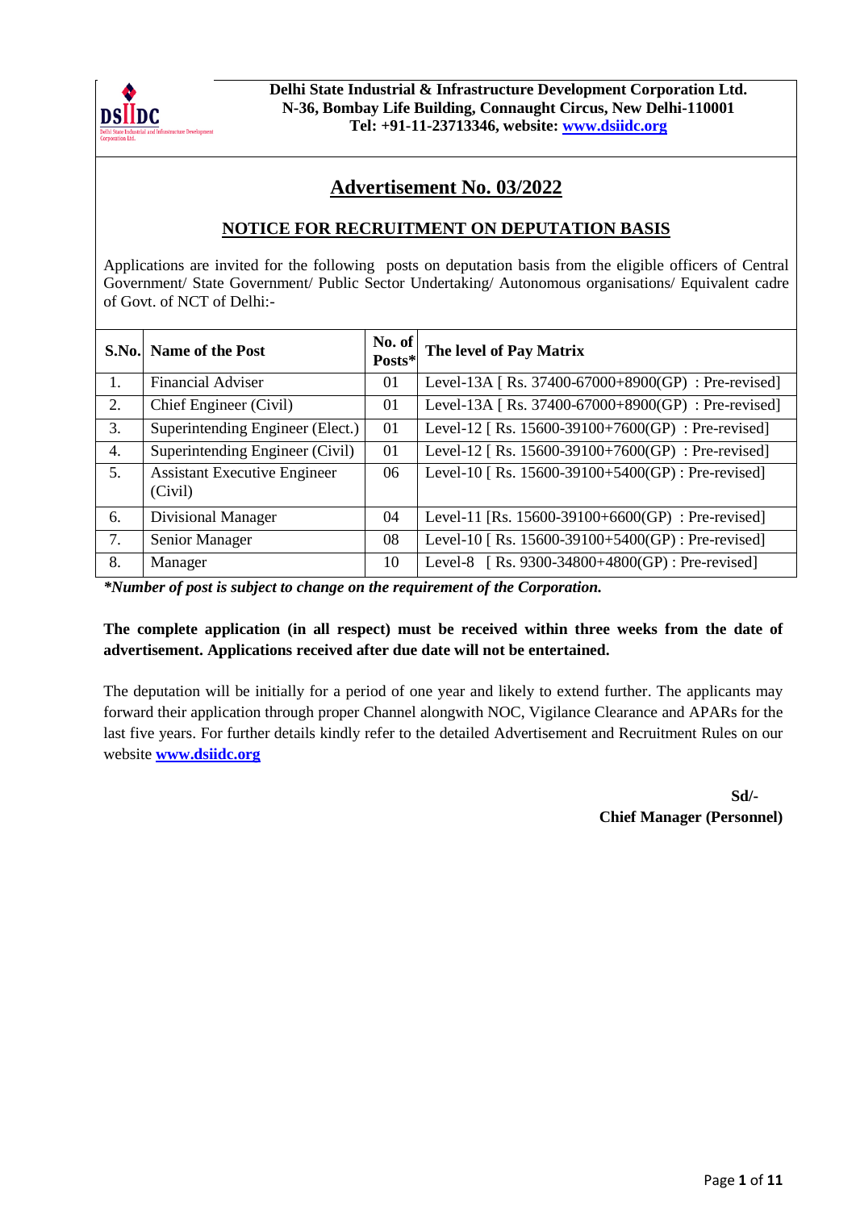**Delhi State Industrial & Infrastructure Development Corporation Ltd.**
**N-36, Bombay Life Building, Connaught Circus, New Delhi-110001**
**Tel: +91-11-23713346, website: [www.dsiidc.org](http://www.dsiidc.org)**

# Advertisement No. 03/2022

## NOTICE FOR RECRUITMENT ON DEPUTATION BASIS

Applications are invited for the following posts on deputation basis from the eligible officers of Central Government/ State Government/ Public Sector Undertaking/ Autonomous organisations/ Equivalent cadre of Govt. of NCT of Delhi:-

| S.No. | Name of the Post | No. of Posts* | The level of Pay Matrix |
|---|---|---|---|
| 1. | Financial Adviser | 01 | Level-13A [ Rs. 37400-67000+8900(GP) : Pre-revised] |
| 2. | Chief Engineer (Civil) | 01 | Level-13A [ Rs. 37400-67000+8900(GP) : Pre-revised] |
| 3. | Superintending Engineer (Elect.) | 01 | Level-12 [ Rs. 15600-39100+7600(GP) : Pre-revised] |
| 4. | Superintending Engineer (Civil) | 01 | Level-12 [ Rs. 15600-39100+7600(GP) : Pre-revised] |
| 5. | Assistant Executive Engineer (Civil) | 06 | Level-10 [ Rs. 15600-39100+5400(GP) : Pre-revised] |
| 6. | Divisional Manager | 04 | Level-11 [Rs. 15600-39100+6600(GP) : Pre-revised] |
| 7. | Senior Manager | 08 | Level-10 [ Rs. 15600-39100+5400(GP) : Pre-revised] |
| 8. | Manager | 10 | Level-8 [ Rs. 9300-34800+4800(GP) : Pre-revised] |

***Number of post is subject to change on the requirement of the Corporation.***

**The complete application (in all respect) must be received within three weeks from the date of advertisement. Applications received after due date will not be entertained.**

The deputation will be initially for a period of one year and likely to extend further. The applicants may forward their application through proper Channel alongwith NOC, Vigilance Clearance and APARs for the last five years. For further details kindly refer to the detailed Advertisement and Recruitment Rules on our website **[www.dsiidc.org](http://www.dsiidc.org)**

**Sd/-**
**Chief Manager (Personnel)**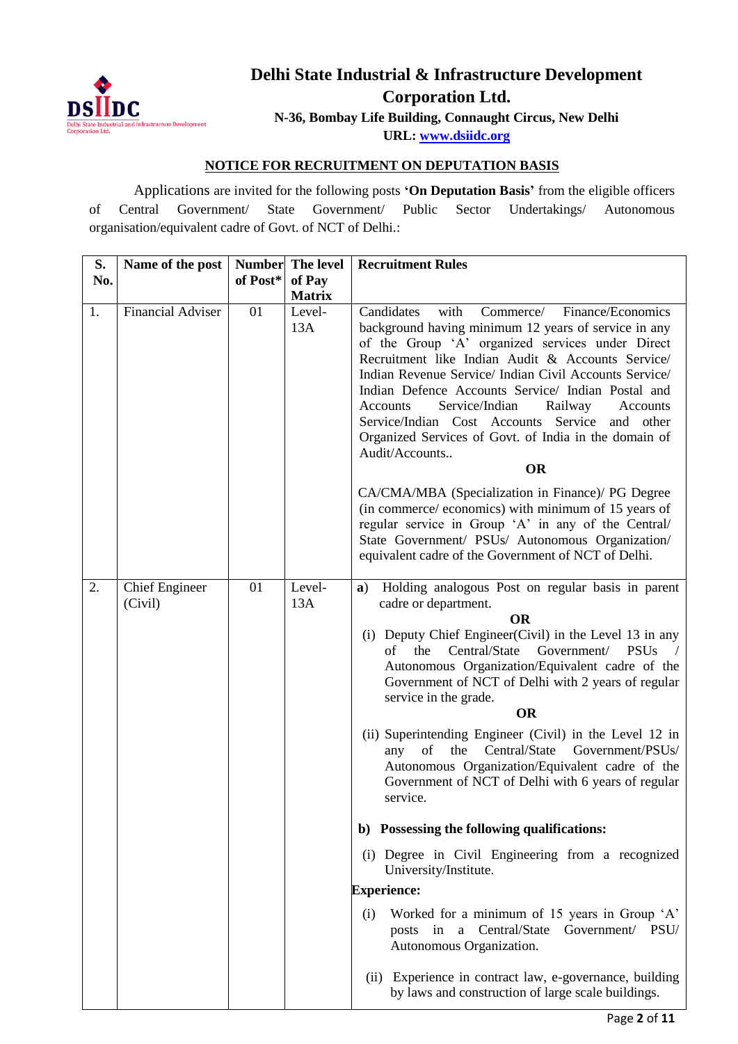# Delhi State Industrial & Infrastructure Development Corporation Ltd.

**N-36, Bombay Life Building, Connaught Circus, New Delhi**

**URL: [www.dsiidc.org](http://www.dsiidc.org)**

## NOTICE FOR RECRUITMENT ON DEPUTATION BASIS

Applications are invited for the following posts **'On Deputation Basis'** from the eligible officers of Central Government/ State Government/ Public Sector Undertakings/ Autonomous organisation/equivalent cadre of Govt. of NCT of Delhi.:

| S. No. | Name of the post | Number of Post* | The level of Pay Matrix | Recruitment Rules |
|---|---|---|---|---|
| 1. | Financial Adviser | 01 | Level-13A | Candidates with Commerce/ Finance/Economics background having minimum 12 years of service in any of the Group 'A' organized services under Direct Recruitment like Indian Audit & Accounts Service/ Indian Revenue Service/ Indian Civil Accounts Service/ Indian Defence Accounts Service/ Indian Postal and Accounts Service/Indian Railway Accounts Service/Indian Cost Accounts Service and other Organized Services of Govt. of India in the domain of Audit/Accounts.. <br> **OR** <br> CA/CMA/MBA (Specialization in Finance)/ PG Degree (in commerce/ economics) with minimum of 15 years of regular service in Group 'A' in any of the Central/ State Government/ PSUs/ Autonomous Organization/ equivalent cadre of the Government of NCT of Delhi. |
| 2. | Chief Engineer (Civil) | 01 | Level-13A | **a)** Holding analogous Post on regular basis in parent cadre or department. <br> **OR** <br> (i) Deputy Chief Engineer(Civil) in the Level 13 in any of the Central/State Government/ PSUs / Autonomous Organization/Equivalent cadre of the Government of NCT of Delhi with 2 years of regular service in the grade. <br> **OR** <br> (ii) Superintending Engineer (Civil) in the Level 12 in any of the Central/State Government/PSUs/ Autonomous Organization/Equivalent cadre of the Government of NCT of Delhi with 6 years of regular service. <br> **b) Possessing the following qualifications:** <br> (i) Degree in Civil Engineering from a recognized University/Institute. <br> **Experience:** <br> (i) Worked for a minimum of 15 years in Group 'A' posts in a Central/State Government/ PSU/ Autonomous Organization. <br> (ii) Experience in contract law, e-governance, building by laws and construction of large scale buildings. |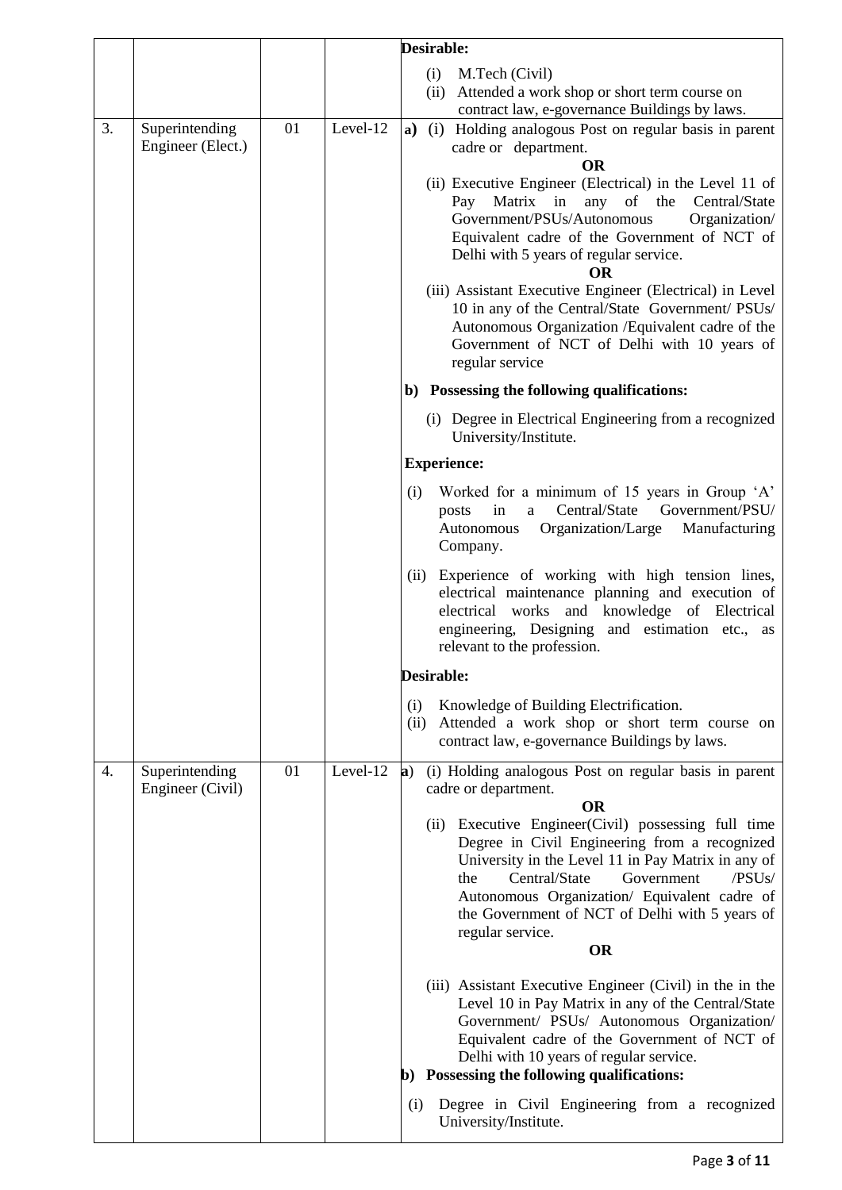| | | | | |
|---|---|---|---|---|
| | | | | **Desirable:**<br>(i) M.Tech (Civil)<br>(ii) Attended a work shop or short term course on contract law, e-governance Buildings by laws. |
| 3. | Superintending Engineer (Elect.) | 01 | Level-12 | **a)** (i) Holding analogous Post on regular basis in parent cadre or department.<br>**OR**<br>(ii) Executive Engineer (Electrical) in the Level 11 of Pay Matrix in any of the Central/State Government/PSUs/Autonomous Organization/ Equivalent cadre of the Government of NCT of Delhi with 5 years of regular service.<br>**OR**<br>(iii) Assistant Executive Engineer (Electrical) in Level 10 in any of the Central/State Government/ PSUs/ Autonomous Organization /Equivalent cadre of the Government of NCT of Delhi with 10 years of regular service<br>**b) Possessing the following qualifications:**<br>(i) Degree in Electrical Engineering from a recognized University/Institute.<br>**Experience:**<br>(i) Worked for a minimum of 15 years in Group 'A' posts in a Central/State Government/PSU/ Autonomous Organization/Large Manufacturing Company.<br>(ii) Experience of working with high tension lines, electrical maintenance planning and execution of electrical works and knowledge of Electrical engineering, Designing and estimation etc., as relevant to the profession.<br>**Desirable:**<br>(i) Knowledge of Building Electrification.<br>(ii) Attended a work shop or short term course on contract law, e-governance Buildings by laws. |
| 4. | Superintending Engineer (Civil) | 01 | Level-12 | **a)** (i) Holding analogous Post on regular basis in parent cadre or department.<br>**OR**<br>(ii) Executive Engineer(Civil) possessing full time Degree in Civil Engineering from a recognized University in the Level 11 in Pay Matrix in any of the Central/State Government /PSUs/ Autonomous Organization/ Equivalent cadre of the Government of NCT of Delhi with 5 years of regular service.<br>**OR**<br>(iii) Assistant Executive Engineer (Civil) in the in the Level 10 in Pay Matrix in any of the Central/State Government/ PSUs/ Autonomous Organization/ Equivalent cadre of the Government of NCT of Delhi with 10 years of regular service.<br>**b) Possessing the following qualifications:**<br>(i) Degree in Civil Engineering from a recognized University/Institute. |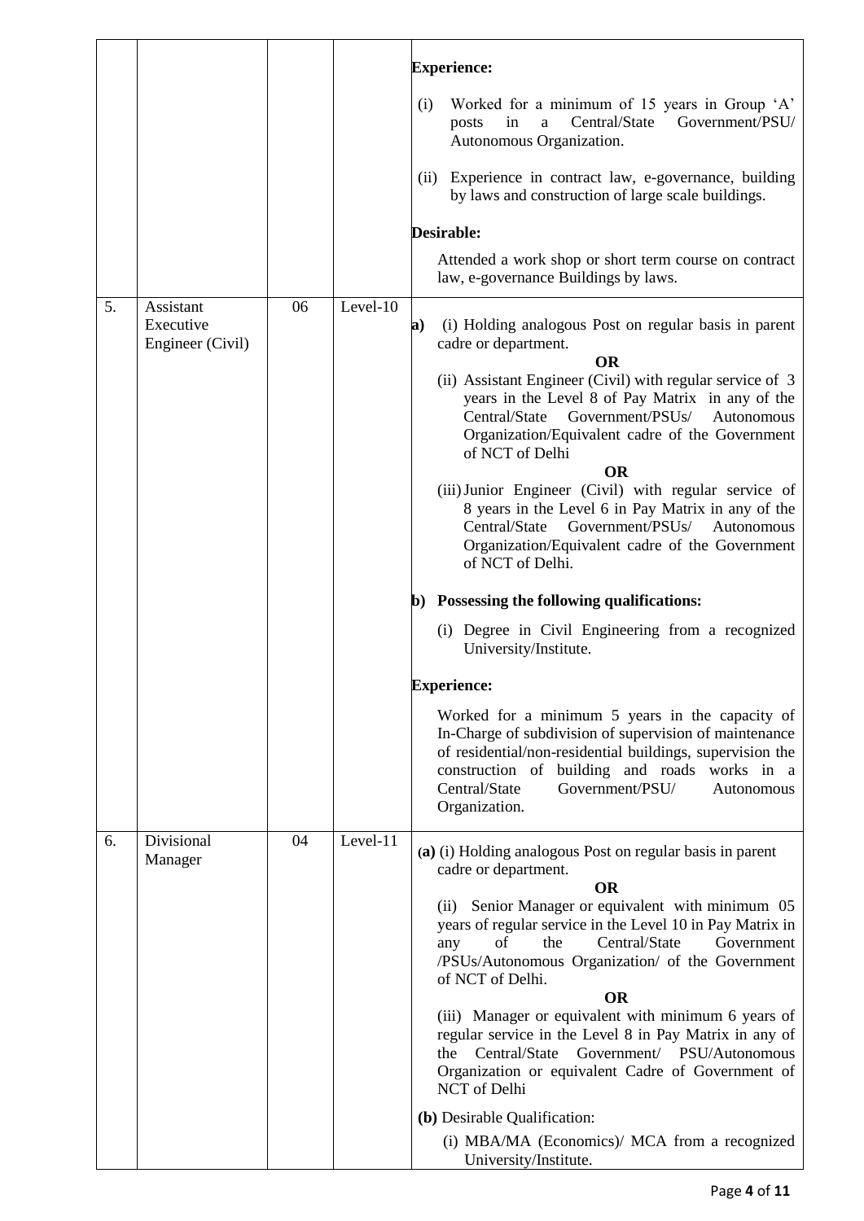| | | | | |
|---|---|---|---|---|
| | | | | **Experience:**<br><br>(i) Worked for a minimum of 15 years in Group 'A' posts in a Central/State Government/PSU/ Autonomous Organization.<br><br>(ii) Experience in contract law, e-governance, building by laws and construction of large scale buildings.<br><br>**Desirable:**<br><br>Attended a work shop or short term course on contract law, e-governance Buildings by laws. |
| 5. | Assistant Executive Engineer (Civil) | 06 | Level-10 | **a)** (i) Holding analogous Post on regular basis in parent cadre or department.<br>**OR**<br>(ii) Assistant Engineer (Civil) with regular service of 3 years in the Level 8 of Pay Matrix in any of the Central/State Government/PSUs/ Autonomous Organization/Equivalent cadre of the Government of NCT of Delhi<br>**OR**<br>(iii) Junior Engineer (Civil) with regular service of 8 years in the Level 6 in Pay Matrix in any of the Central/State Government/PSUs/ Autonomous Organization/Equivalent cadre of the Government of NCT of Delhi.<br><br>**b) Possessing the following qualifications:**<br><br>(i) Degree in Civil Engineering from a recognized University/Institute.<br><br>**Experience:**<br><br>Worked for a minimum 5 years in the capacity of In-Charge of subdivision of supervision of maintenance of residential/non-residential buildings, supervision the construction of building and roads works in a Central/State Government/PSU/ Autonomous Organization. |
| 6. | Divisional Manager | 04 | Level-11 | **(a)** (i) Holding analogous Post on regular basis in parent cadre or department.<br>**OR**<br>(ii) Senior Manager or equivalent with minimum 05 years of regular service in the Level 10 in Pay Matrix in any of the Central/State Government /PSUs/Autonomous Organization/ of the Government of NCT of Delhi.<br>**OR**<br>(iii) Manager or equivalent with minimum 6 years of regular service in the Level 8 in Pay Matrix in any of the Central/State Government/ PSU/Autonomous Organization or equivalent Cadre of Government of NCT of Delhi<br><br>**(b)** Desirable Qualification:<br><br>(i) MBA/MA (Economics)/ MCA from a recognized University/Institute. |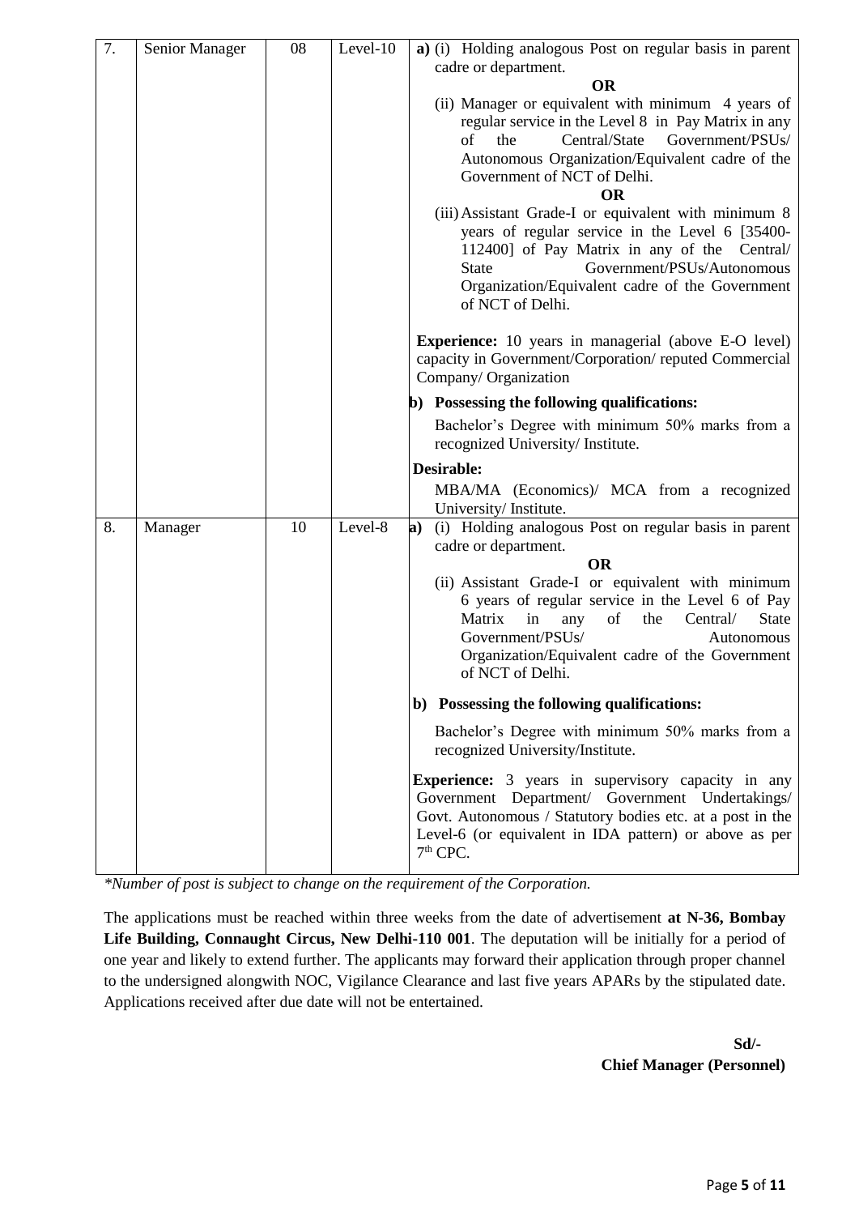| 7. | Senior Manager | 08 | Level-10 | **a)** (i) Holding analogous Post on regular basis in parent cadre or department.<br>**OR**<br>(ii) Manager or equivalent with minimum 4 years of regular service in the Level 8 in Pay Matrix in any of the Central/State Government/PSUs/ Autonomous Organization/Equivalent cadre of the Government of NCT of Delhi.<br>**OR**<br>(iii) Assistant Grade-I or equivalent with minimum 8 years of regular service in the Level 6 [35400-112400] of Pay Matrix in any of the Central/ State Government/PSUs/Autonomous Organization/Equivalent cadre of the Government of NCT of Delhi.<br><br>**Experience:** 10 years in managerial (above E-O level) capacity in Government/Corporation/ reputed Commercial Company/ Organization<br><br>**b) Possessing the following qualifications:**<br>Bachelor's Degree with minimum 50% marks from a recognized University/ Institute.<br><br>**Desirable:**<br>MBA/MA (Economics)/ MCA from a recognized University/ Institute. |
|---|---|---|---|---|
| 8. | Manager | 10 | Level-8 | **a)** (i) Holding analogous Post on regular basis in parent cadre or department.<br>**OR**<br>(ii) Assistant Grade-I or equivalent with minimum 6 years of regular service in the Level 6 of Pay Matrix in any of the Central/ State Government/PSUs/ Autonomous Organization/Equivalent cadre of the Government of NCT of Delhi.<br><br>**b) Possessing the following qualifications:**<br>Bachelor's Degree with minimum 50% marks from a recognized University/Institute.<br><br>**Experience:** 3 years in supervisory capacity in any Government Department/ Government Undertakings/ Govt. Autonomous / Statutory bodies etc. at a post in the Level-6 (or equivalent in IDA pattern) or above as per 7th CPC. |

*\*Number of post is subject to change on the requirement of the Corporation.*

The applications must be reached within three weeks from the date of advertisement **at N-36, Bombay Life Building, Connaught Circus, New Delhi-110 001**. The deputation will be initially for a period of one year and likely to extend further. The applicants may forward their application through proper channel to the undersigned alongwith NOC, Vigilance Clearance and last five years APARs by the stipulated date. Applications received after due date will not be entertained.

**Sd/-**
**Chief Manager (Personnel)**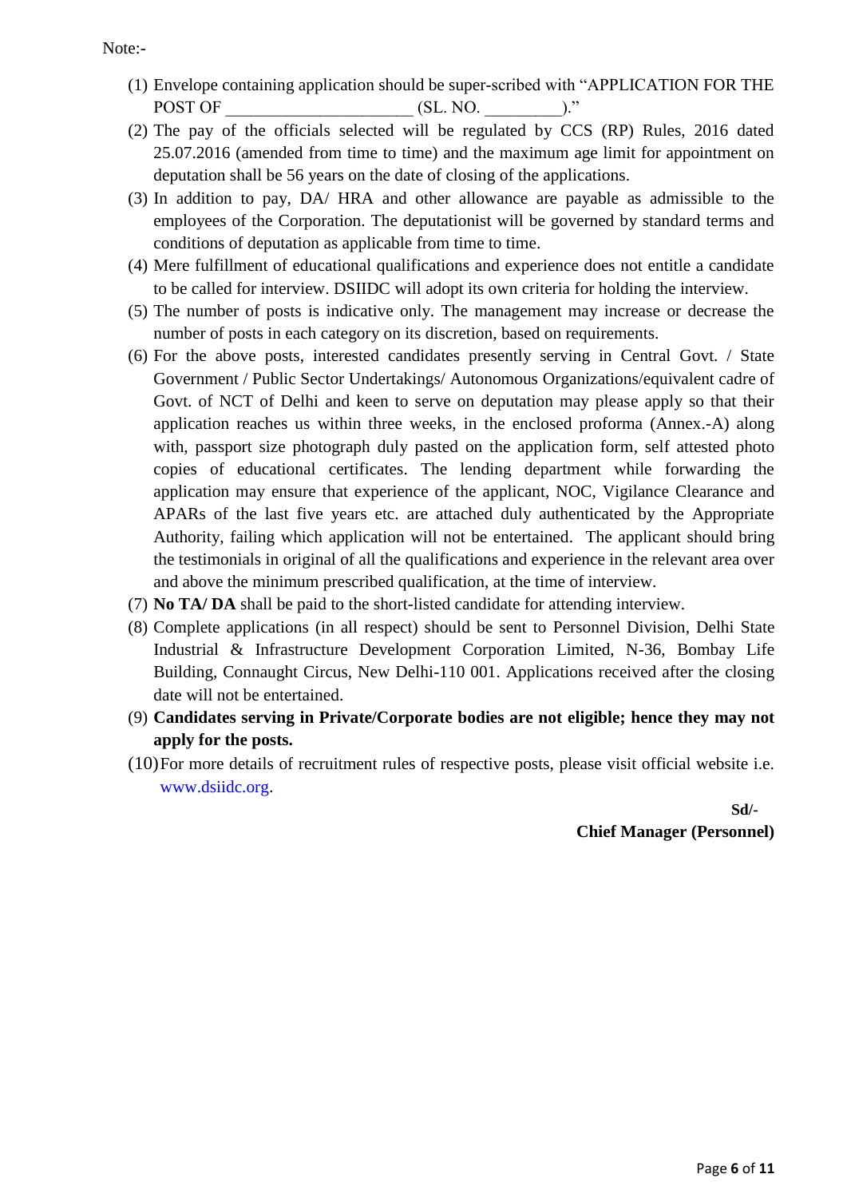Note:-

1. Envelope containing application should be super-scribed with "APPLICATION FOR THE POST OF ______________________ (SL. NO. _________)."
2. The pay of the officials selected will be regulated by CCS (RP) Rules, 2016 dated 25.07.2016 (amended from time to time) and the maximum age limit for appointment on deputation shall be 56 years on the date of closing of the applications.
3. In addition to pay, DA/ HRA and other allowance are payable as admissible to the employees of the Corporation. The deputationist will be governed by standard terms and conditions of deputation as applicable from time to time.
4. Mere fulfillment of educational qualifications and experience does not entitle a candidate to be called for interview. DSIIDC will adopt its own criteria for holding the interview.
5. The number of posts is indicative only. The management may increase or decrease the number of posts in each category on its discretion, based on requirements.
6. For the above posts, interested candidates presently serving in Central Govt. / State Government / Public Sector Undertakings/ Autonomous Organizations/equivalent cadre of Govt. of NCT of Delhi and keen to serve on deputation may please apply so that their application reaches us within three weeks, in the enclosed proforma (Annex.-A) along with, passport size photograph duly pasted on the application form, self attested photo copies of educational certificates. The lending department while forwarding the application may ensure that experience of the applicant, NOC, Vigilance Clearance and APARs of the last five years etc. are attached duly authenticated by the Appropriate Authority, failing which application will not be entertained. The applicant should bring the testimonials in original of all the qualifications and experience in the relevant area over and above the minimum prescribed qualification, at the time of interview.
7. **No TA/ DA** shall be paid to the short-listed candidate for attending interview.
8. Complete applications (in all respect) should be sent to Personnel Division, Delhi State Industrial & Infrastructure Development Corporation Limited, N-36, Bombay Life Building, Connaught Circus, New Delhi-110 001. Applications received after the closing date will not be entertained.
9. **Candidates serving in Private/Corporate bodies are not eligible; hence they may not apply for the posts.**
10. For more details of recruitment rules of respective posts, please visit official website i.e. www.dsiidc.org.

**Sd/-**

**Chief Manager (Personnel)**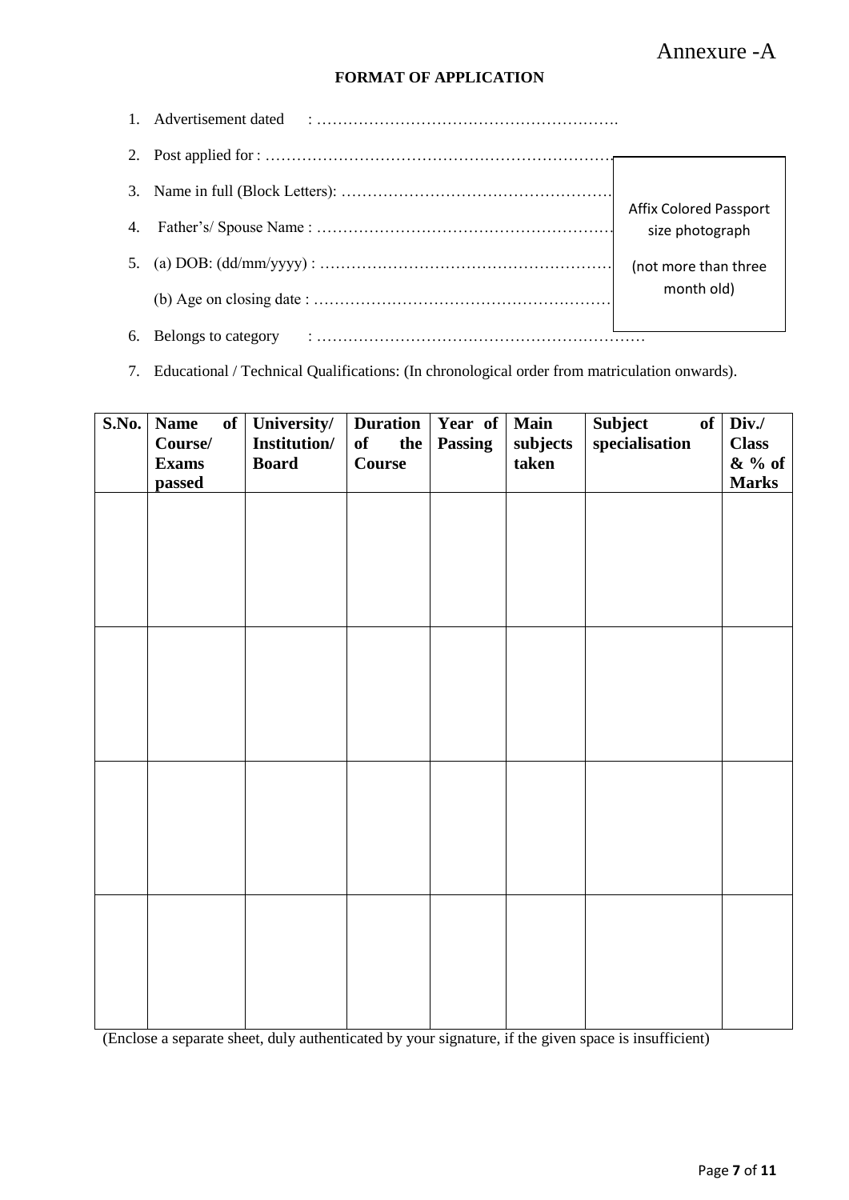Annexure -A

**FORMAT OF APPLICATION**

1. Advertisement dated : ………………………………………………….
2. Post applied for : ……………………………………………………………
3. Name in full (Block Letters): ……………………………………………
4. Father's/ Spouse Name : …………………………………………………
5. (a) DOB: (dd/mm/yyyy) : …………………………………………………

   (b) Age on closing date : …………………………………………………
6. Belongs to category : ……………………………………………………
7. Educational / Technical Qualifications: (In chronological order from matriculation onwards).

Affix Colored Passport size photograph

(not more than three month old)

| S.No. | Name of Course/ Exams passed | University/ Institution/ Board | Duration of the Course | Year of Passing | Main subjects taken | Subject of specialisation | Div./ Class & % of Marks |
|---|---|---|---|---|---|---|---|
| | | | | | | | |
| | | | | | | | |
| | | | | | | | |
| | | | | | | | |

(Enclose a separate sheet, duly authenticated by your signature, if the given space is insufficient)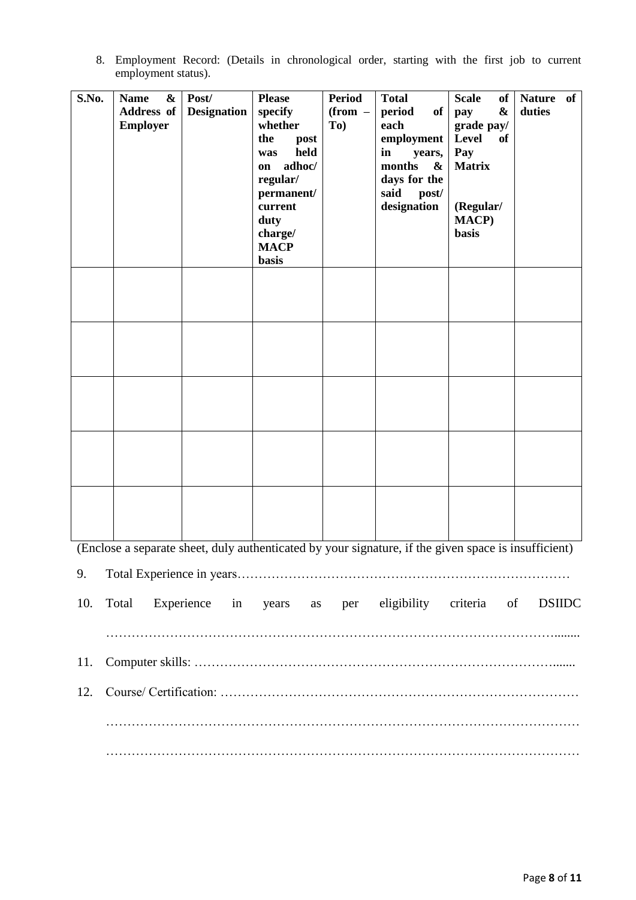8. Employment Record: (Details in chronological order, starting with the first job to current employment status).

| S.No. | Name & Address of Employer | Post/ Designation | Please specify whether the post was held on adhoc/ regular/ permanent/ current duty charge/ MACP basis | Period (from – To) | Total period of each employment in years, months & days for the said post/ designation | Scale of pay & grade pay/ Level of Pay Matrix (Regular/ MACP) basis | Nature of duties |
|---|---|---|---|---|---|---|---|
| | | | | | | | |
| | | | | | | | |
| | | | | | | | |
| | | | | | | | |
| | | | | | | | |

(Enclose a separate sheet, duly authenticated by your signature, if the given space is insufficient)

9. Total Experience in years……………………………………………………………………

10. Total Experience in years as per eligibility criteria of DSIIDC ……………………………………………………………………………………………........

11. Computer skills: …………………………………………………………………………......

12. Course/ Certification: ………………………………………………………………………… ……………………………………………………………………………………………………… ………………………………………………………………………………………………………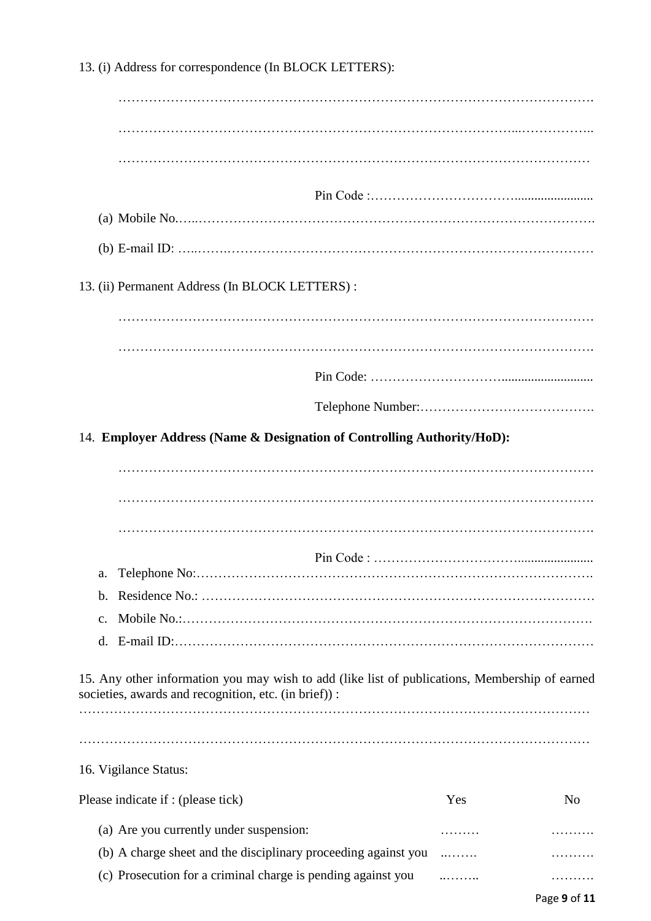13. (i) Address for correspondence (In BLOCK LETTERS):

…………………………………………………………………………………………………

…………………………………………………………………………………...……………..

…………………………………………………………………………………………………

Pin Code :…………………………….......................

(a) Mobile No.…..…………………………………………………………………………….

(b) E-mail ID: …..….………………………………………………………………………

13. (ii) Permanent Address (In BLOCK LETTERS) :

…………………………………………………………………………………………………

…………………………………………………………………………………………………

Pin Code: …………………………..........................

Telephone Number:………………………………….

14. **Employer Address (Name & Designation of Controlling Authority/HoD):**

…………………………………………………………………………………………………

…………………………………………………………………………………………………

…………………………………………………………………………………………………

Pin Code : …………………………….....................

a. Telephone No:……………………………………………………………………………….
b. Residence No.: ……………………………………………………………………………
c. Mobile No.:…………………………………………………………………………………
d. E-mail ID:…………………………………………………………………………………

15. Any other information you may wish to add (like list of publications, Membership of earned societies, awards and recognition, etc. (in brief)) :

…………………………………………………………………………………………………

…………………………………………………………………………………………………

16. Vigilance Status:

| Please indicate if : (please tick) | Yes | No |
|---|---|---|
| (a) Are you currently under suspension: | ……… | ………. |
| (b) A charge sheet and the disciplinary proceeding against you | ..……. | ………. |
| (c) Prosecution for a criminal charge is pending against you | ..…….. | ………. |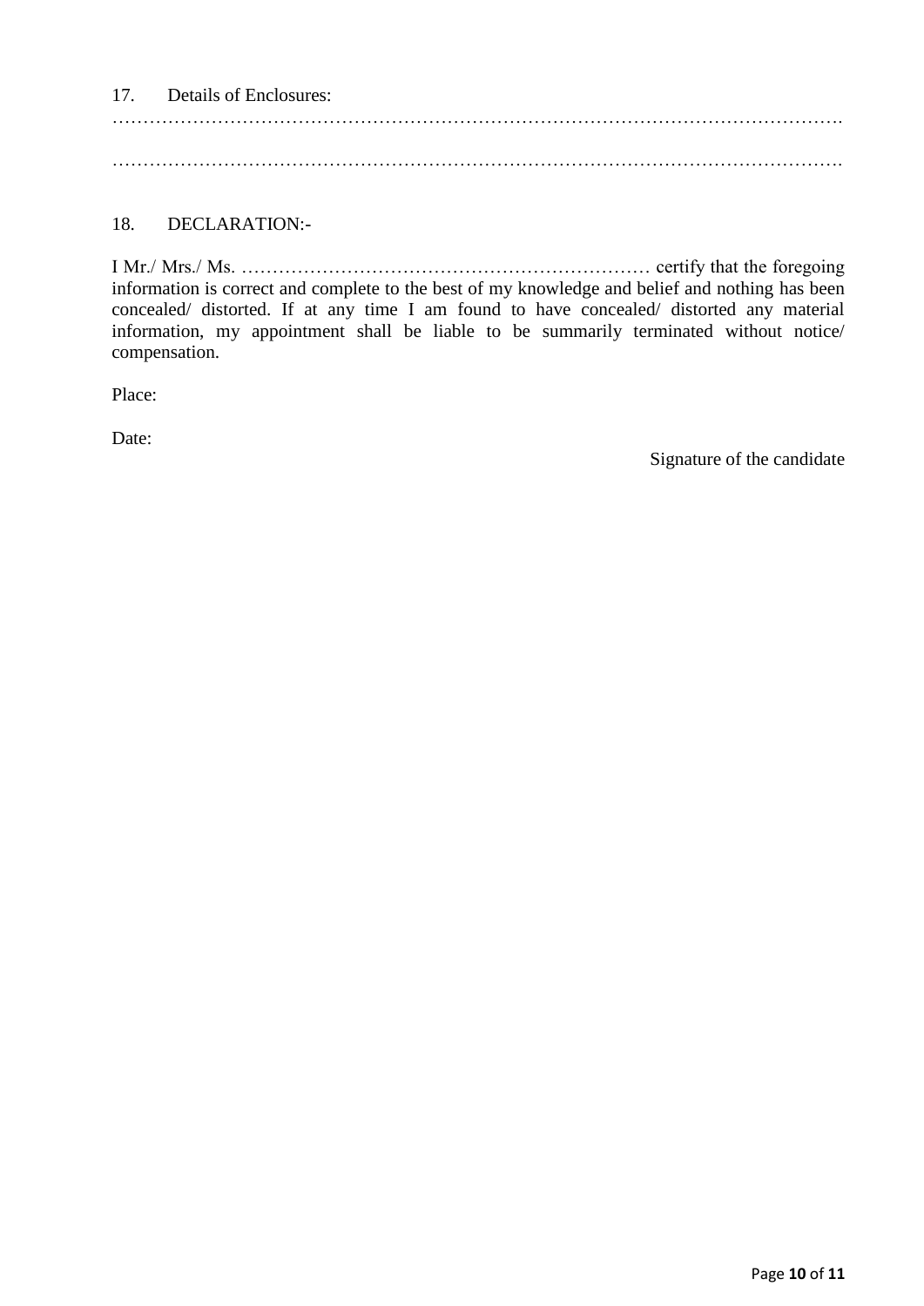17. Details of Enclosures:

…………………………………………………………………………………………………………

…………………………………………………………………………………………………………

18. DECLARATION:-

I Mr./ Mrs./ Ms. ………………………………………………………… certify that the foregoing information is correct and complete to the best of my knowledge and belief and nothing has been concealed/ distorted. If at any time I am found to have concealed/ distorted any material information, my appointment shall be liable to be summarily terminated without notice/ compensation.

Place:

Date:

Signature of the candidate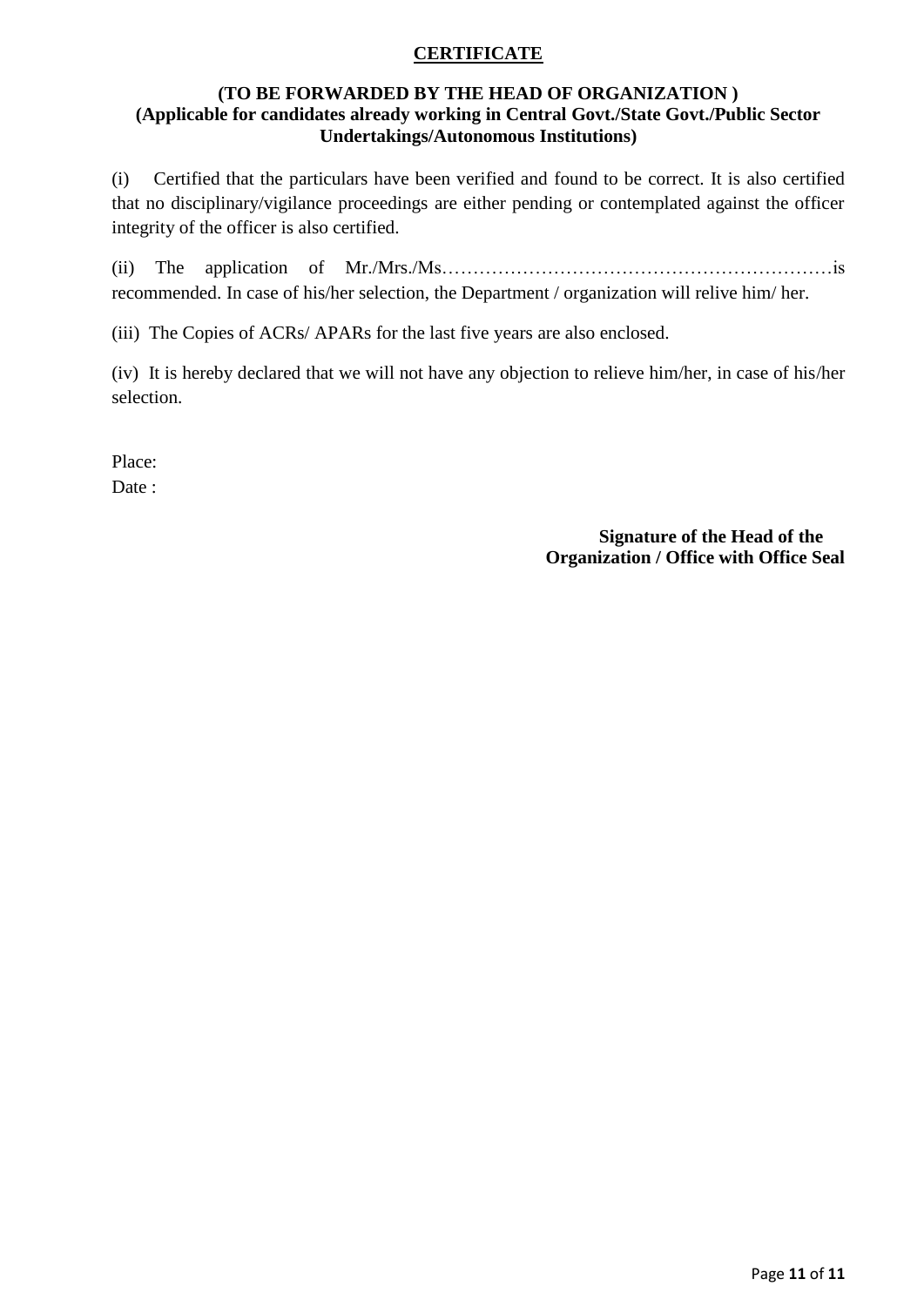## CERTIFICATE

**(TO BE FORWARDED BY THE HEAD OF ORGANIZATION )**
**(Applicable for candidates already working in Central Govt./State Govt./Public Sector Undertakings/Autonomous Institutions)**

(i) Certified that the particulars have been verified and found to be correct. It is also certified that no disciplinary/vigilance proceedings are either pending or contemplated against the officer integrity of the officer is also certified.

(ii) The application of Mr./Mrs./Ms………………………………………………………is recommended. In case of his/her selection, the Department / organization will relive him/ her.

(iii) The Copies of ACRs/ APARs for the last five years are also enclosed.

(iv) It is hereby declared that we will not have any objection to relieve him/her, in case of his/her selection.

Place:
Date :

**Signature of the Head of the Organization / Office with Office Seal**